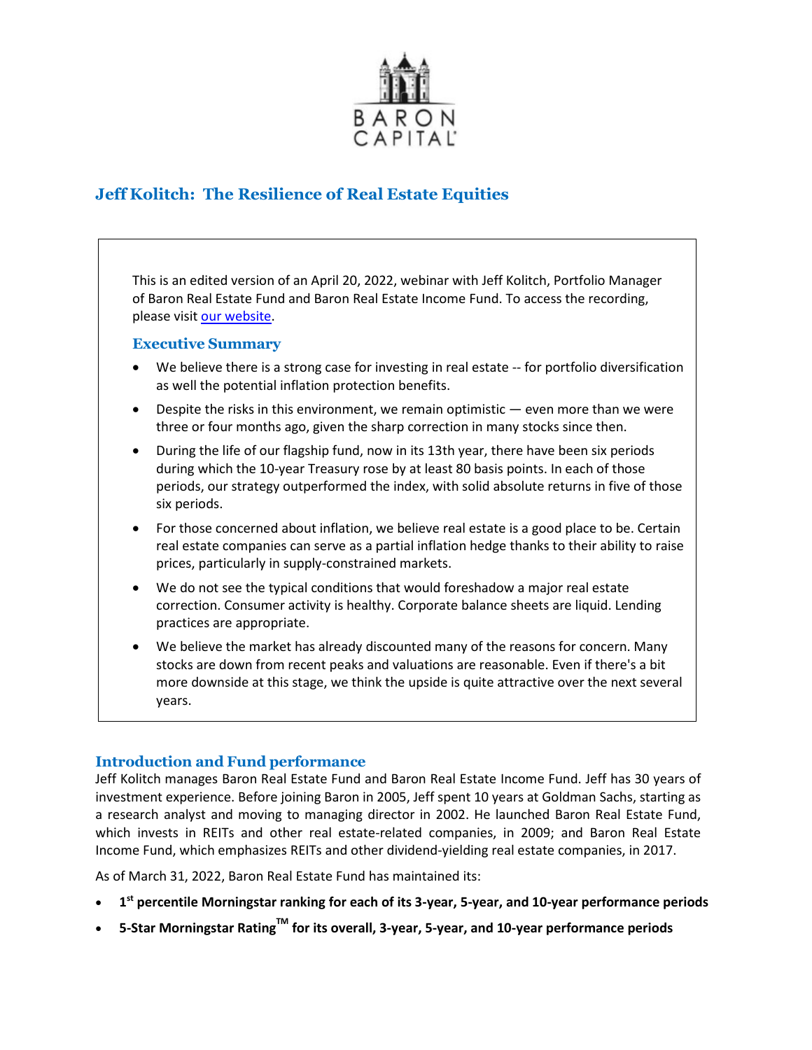# Jeff Kolitch: The Resilience of Real Estate Equities

This is an edited version of an April 20, 2022, webinar with Jeff Kolitch, Portfolio Manager of Baron Real Estate Fund and Baron Real Estate Income Fund. To access the recording, please visit [our website](our website).

## Executive Summary

- We believe there is a strong case for investing in real estate -- for portfolio diversification as well the potential inflation protection benefits.
- Despite the risks in this environment, we remain optimistic — even more than we were three or four months ago, given the sharp correction in many stocks since then.
- During the life of our flagship fund, now in its 13th year, there have been six periods during which the 10-year Treasury rose by at least 80 basis points. In each of those periods, our strategy outperformed the index, with solid absolute returns in five of those six periods.
- For those concerned about inflation, we believe real estate is a good place to be. Certain real estate companies can serve as a partial inflation hedge thanks to their ability to raise prices, particularly in supply-constrained markets.
- We do not see the typical conditions that would foreshadow a major real estate correction. Consumer activity is healthy. Corporate balance sheets are liquid. Lending practices are appropriate.
- We believe the market has already discounted many of the reasons for concern. Many stocks are down from recent peaks and valuations are reasonable. Even if there's a bit more downside at this stage, we think the upside is quite attractive over the next several years.

## Introduction and Fund performance

Jeff Kolitch manages Baron Real Estate Fund and Baron Real Estate Income Fund. Jeff has 30 years of investment experience. Before joining Baron in 2005, Jeff spent 10 years at Goldman Sachs, starting as a research analyst and moving to managing director in 2002. He launched Baron Real Estate Fund, which invests in REITs and other real estate-related companies, in 2009; and Baron Real Estate Income Fund, which emphasizes REITs and other dividend-yielding real estate companies, in 2017.

As of March 31, 2022, Baron Real Estate Fund has maintained its:

- **1st percentile Morningstar ranking for each of its 3-year, 5-year, and 10-year performance periods**
- **5-Star Morningstar Rating™ for its overall, 3-year, 5-year, and 10-year performance periods**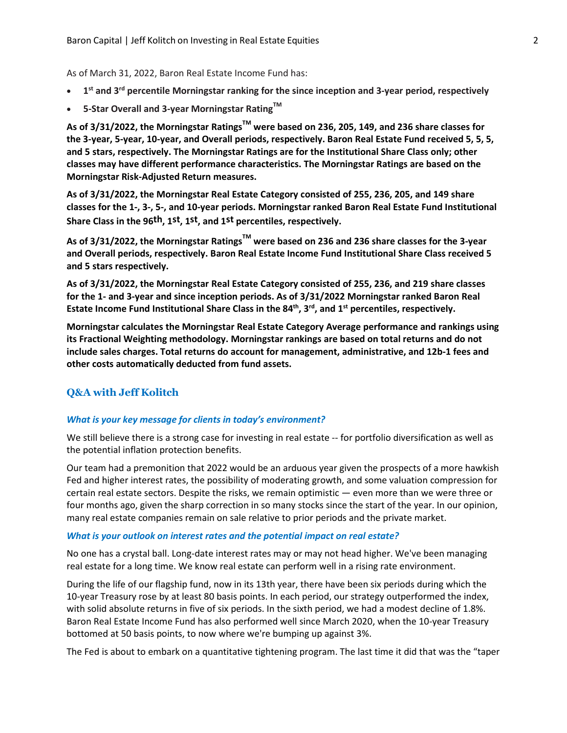As of March 31, 2022, Baron Real Estate Income Fund has:

- **1st and 3rd percentile Morningstar ranking for the since inception and 3-year period, respectively**
- **5-Star Overall and 3-year Morningstar Rating™**

**As of 3/31/2022, the Morningstar Ratings™ were based on 236, 205, 149, and 236 share classes for the 3-year, 5-year, 10-year, and Overall periods, respectively. Baron Real Estate Fund received 5, 5, 5, and 5 stars, respectively. The Morningstar Ratings are for the Institutional Share Class only; other classes may have different performance characteristics. The Morningstar Ratings are based on the Morningstar Risk-Adjusted Return measures.**

**As of 3/31/2022, the Morningstar Real Estate Category consisted of 255, 236, 205, and 149 share classes for the 1-, 3-, 5-, and 10-year periods. Morningstar ranked Baron Real Estate Fund Institutional Share Class in the 96th, 1st, 1st, and 1st percentiles, respectively.**

**As of 3/31/2022, the Morningstar Ratings™ were based on 236 and 236 share classes for the 3-year and Overall periods, respectively. Baron Real Estate Income Fund Institutional Share Class received 5 and 5 stars respectively.**

**As of 3/31/2022, the Morningstar Real Estate Category consisted of 255, 236, and 219 share classes for the 1- and 3-year and since inception periods. As of 3/31/2022 Morningstar ranked Baron Real Estate Income Fund Institutional Share Class in the 84th, 3rd, and 1st percentiles, respectively.**

**Morningstar calculates the Morningstar Real Estate Category Average performance and rankings using its Fractional Weighting methodology. Morningstar rankings are based on total returns and do not include sales charges. Total returns do account for management, administrative, and 12b-1 fees and other costs automatically deducted from fund assets.**

## Q&A with Jeff Kolitch

### *What is your key message for clients in today's environment?*

We still believe there is a strong case for investing in real estate -- for portfolio diversification as well as the potential inflation protection benefits.

Our team had a premonition that 2022 would be an arduous year given the prospects of a more hawkish Fed and higher interest rates, the possibility of moderating growth, and some valuation compression for certain real estate sectors. Despite the risks, we remain optimistic — even more than we were three or four months ago, given the sharp correction in so many stocks since the start of the year. In our opinion, many real estate companies remain on sale relative to prior periods and the private market.

### *What is your outlook on interest rates and the potential impact on real estate?*

No one has a crystal ball. Long-date interest rates may or may not head higher. We've been managing real estate for a long time. We know real estate can perform well in a rising rate environment.

During the life of our flagship fund, now in its 13th year, there have been six periods during which the 10-year Treasury rose by at least 80 basis points. In each period, our strategy outperformed the index, with solid absolute returns in five of six periods. In the sixth period, we had a modest decline of 1.8%. Baron Real Estate Income Fund has also performed well since March 2020, when the 10-year Treasury bottomed at 50 basis points, to now where we're bumping up against 3%.

The Fed is about to embark on a quantitative tightening program. The last time it did that was the "taper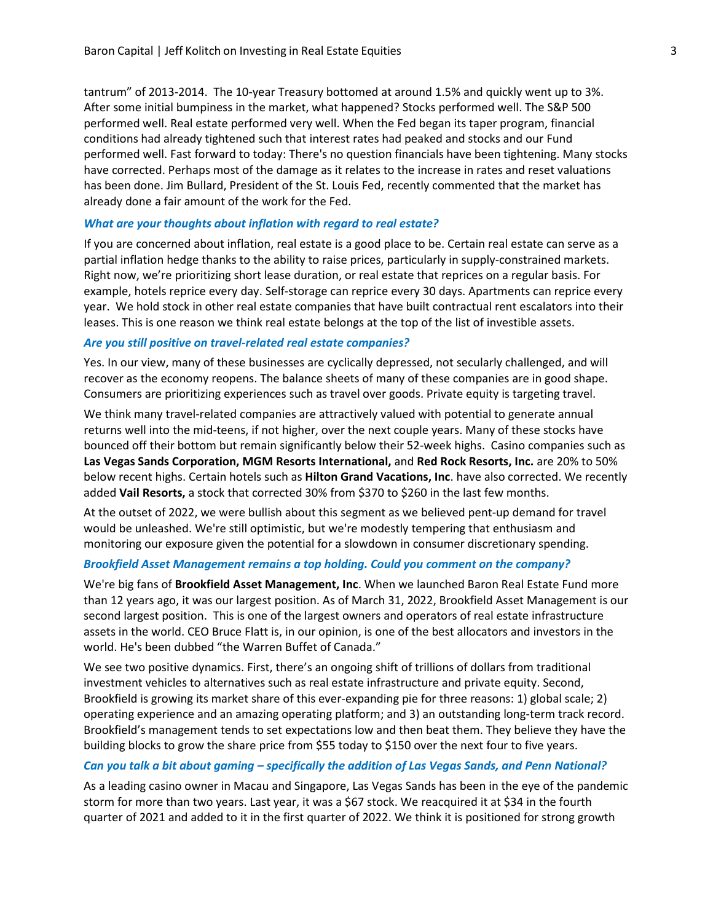tantrum" of 2013-2014. The 10-year Treasury bottomed at around 1.5% and quickly went up to 3%. After some initial bumpiness in the market, what happened? Stocks performed well. The S&P 500 performed well. Real estate performed very well. When the Fed began its taper program, financial conditions had already tightened such that interest rates had peaked and stocks and our Fund performed well. Fast forward to today: There's no question financials have been tightening. Many stocks have corrected. Perhaps most of the damage as it relates to the increase in rates and reset valuations has been done. Jim Bullard, President of the St. Louis Fed, recently commented that the market has already done a fair amount of the work for the Fed.

***What are your thoughts about inflation with regard to real estate?***

If you are concerned about inflation, real estate is a good place to be. Certain real estate can serve as a partial inflation hedge thanks to the ability to raise prices, particularly in supply-constrained markets. Right now, we're prioritizing short lease duration, or real estate that reprices on a regular basis. For example, hotels reprice every day. Self-storage can reprice every 30 days. Apartments can reprice every year. We hold stock in other real estate companies that have built contractual rent escalators into their leases. This is one reason we think real estate belongs at the top of the list of investible assets.

***Are you still positive on travel-related real estate companies?***

Yes. In our view, many of these businesses are cyclically depressed, not secularly challenged, and will recover as the economy reopens. The balance sheets of many of these companies are in good shape. Consumers are prioritizing experiences such as travel over goods. Private equity is targeting travel.

We think many travel-related companies are attractively valued with potential to generate annual returns well into the mid-teens, if not higher, over the next couple years. Many of these stocks have bounced off their bottom but remain significantly below their 52-week highs. Casino companies such as **Las Vegas Sands Corporation, MGM Resorts International,** and **Red Rock Resorts, Inc.** are 20% to 50% below recent highs. Certain hotels such as **Hilton Grand Vacations, Inc**. have also corrected. We recently added **Vail Resorts,** a stock that corrected 30% from $370 to $260 in the last few months.

At the outset of 2022, we were bullish about this segment as we believed pent-up demand for travel would be unleashed. We're still optimistic, but we're modestly tempering that enthusiasm and monitoring our exposure given the potential for a slowdown in consumer discretionary spending.

***Brookfield Asset Management remains a top holding. Could you comment on the company?***

We're big fans of **Brookfield Asset Management, Inc**. When we launched Baron Real Estate Fund more than 12 years ago, it was our largest position. As of March 31, 2022, Brookfield Asset Management is our second largest position. This is one of the largest owners and operators of real estate infrastructure assets in the world. CEO Bruce Flatt is, in our opinion, is one of the best allocators and investors in the world. He's been dubbed "the Warren Buffet of Canada."

We see two positive dynamics. First, there's an ongoing shift of trillions of dollars from traditional investment vehicles to alternatives such as real estate infrastructure and private equity. Second, Brookfield is growing its market share of this ever-expanding pie for three reasons: 1) global scale; 2) operating experience and an amazing operating platform; and 3) an outstanding long-term track record. Brookfield's management tends to set expectations low and then beat them. They believe they have the building blocks to grow the share price from $55 today to $150 over the next four to five years.

***Can you talk a bit about gaming – specifically the addition of Las Vegas Sands, and Penn National?***

As a leading casino owner in Macau and Singapore, Las Vegas Sands has been in the eye of the pandemic storm for more than two years. Last year, it was a $67 stock. We reacquired it at $34 in the fourth quarter of 2021 and added to it in the first quarter of 2022. We think it is positioned for strong growth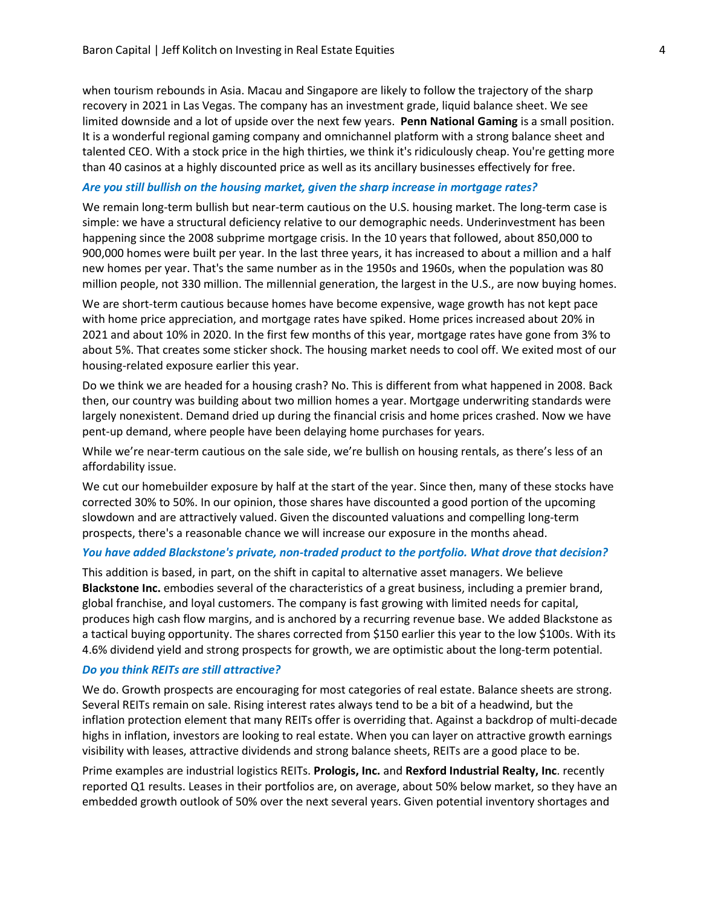when tourism rebounds in Asia. Macau and Singapore are likely to follow the trajectory of the sharp recovery in 2021 in Las Vegas. The company has an investment grade, liquid balance sheet. We see limited downside and a lot of upside over the next few years. **Penn National Gaming** is a small position. It is a wonderful regional gaming company and omnichannel platform with a strong balance sheet and talented CEO. With a stock price in the high thirties, we think it's ridiculously cheap. You're getting more than 40 casinos at a highly discounted price as well as its ancillary businesses effectively for free.

***Are you still bullish on the housing market, given the sharp increase in mortgage rates?***

We remain long-term bullish but near-term cautious on the U.S. housing market. The long-term case is simple: we have a structural deficiency relative to our demographic needs. Underinvestment has been happening since the 2008 subprime mortgage crisis. In the 10 years that followed, about 850,000 to 900,000 homes were built per year. In the last three years, it has increased to about a million and a half new homes per year. That's the same number as in the 1950s and 1960s, when the population was 80 million people, not 330 million. The millennial generation, the largest in the U.S., are now buying homes.

We are short-term cautious because homes have become expensive, wage growth has not kept pace with home price appreciation, and mortgage rates have spiked. Home prices increased about 20% in 2021 and about 10% in 2020. In the first few months of this year, mortgage rates have gone from 3% to about 5%. That creates some sticker shock. The housing market needs to cool off. We exited most of our housing-related exposure earlier this year.

Do we think we are headed for a housing crash? No. This is different from what happened in 2008. Back then, our country was building about two million homes a year. Mortgage underwriting standards were largely nonexistent. Demand dried up during the financial crisis and home prices crashed. Now we have pent-up demand, where people have been delaying home purchases for years.

While we're near-term cautious on the sale side, we're bullish on housing rentals, as there's less of an affordability issue.

We cut our homebuilder exposure by half at the start of the year. Since then, many of these stocks have corrected 30% to 50%. In our opinion, those shares have discounted a good portion of the upcoming slowdown and are attractively valued. Given the discounted valuations and compelling long-term prospects, there's a reasonable chance we will increase our exposure in the months ahead.

***You have added Blackstone's private, non-traded product to the portfolio. What drove that decision?***

This addition is based, in part, on the shift in capital to alternative asset managers. We believe **Blackstone Inc.** embodies several of the characteristics of a great business, including a premier brand, global franchise, and loyal customers. The company is fast growing with limited needs for capital, produces high cash flow margins, and is anchored by a recurring revenue base. We added Blackstone as a tactical buying opportunity. The shares corrected from $150 earlier this year to the low $100s. With its 4.6% dividend yield and strong prospects for growth, we are optimistic about the long-term potential.

***Do you think REITs are still attractive?***

We do. Growth prospects are encouraging for most categories of real estate. Balance sheets are strong. Several REITs remain on sale. Rising interest rates always tend to be a bit of a headwind, but the inflation protection element that many REITs offer is overriding that. Against a backdrop of multi-decade highs in inflation, investors are looking to real estate. When you can layer on attractive growth earnings visibility with leases, attractive dividends and strong balance sheets, REITs are a good place to be.

Prime examples are industrial logistics REITs. **Prologis, Inc.** and **Rexford Industrial Realty, Inc**. recently reported Q1 results. Leases in their portfolios are, on average, about 50% below market, so they have an embedded growth outlook of 50% over the next several years. Given potential inventory shortages and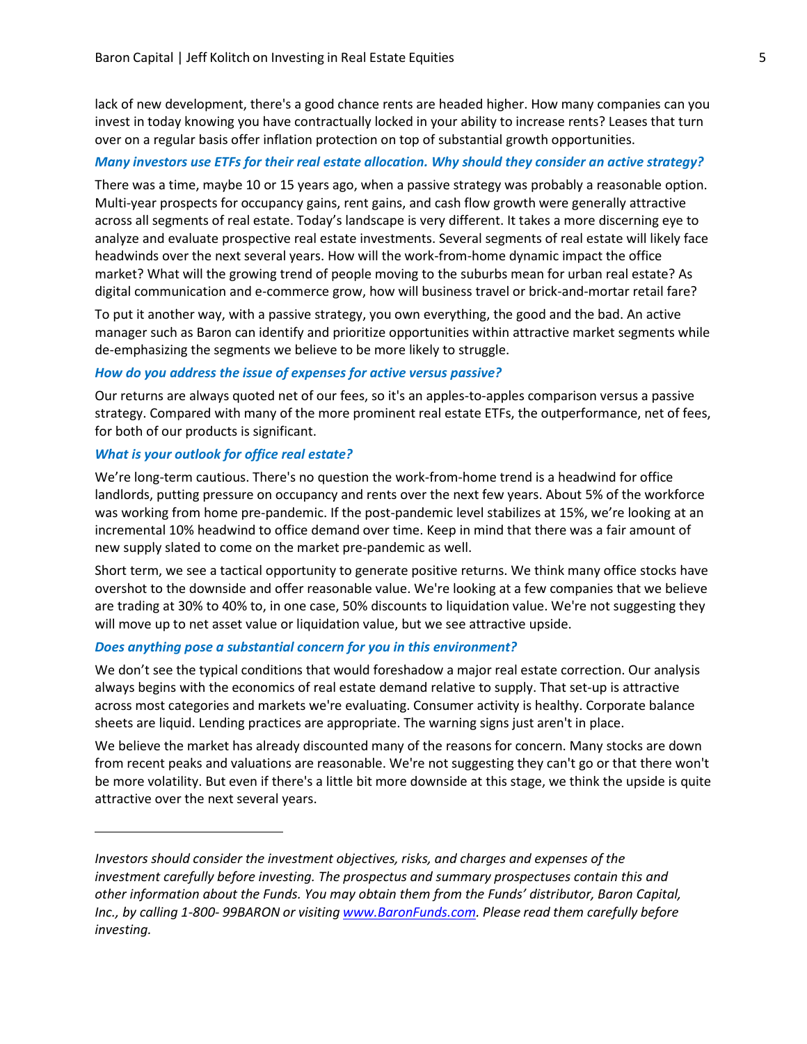lack of new development, there's a good chance rents are headed higher. How many companies can you invest in today knowing you have contractually locked in your ability to increase rents? Leases that turn over on a regular basis offer inflation protection on top of substantial growth opportunities.

***Many investors use ETFs for their real estate allocation. Why should they consider an active strategy?***

There was a time, maybe 10 or 15 years ago, when a passive strategy was probably a reasonable option. Multi-year prospects for occupancy gains, rent gains, and cash flow growth were generally attractive across all segments of real estate. Today's landscape is very different. It takes a more discerning eye to analyze and evaluate prospective real estate investments. Several segments of real estate will likely face headwinds over the next several years. How will the work-from-home dynamic impact the office market? What will the growing trend of people moving to the suburbs mean for urban real estate? As digital communication and e-commerce grow, how will business travel or brick-and-mortar retail fare?

To put it another way, with a passive strategy, you own everything, the good and the bad. An active manager such as Baron can identify and prioritize opportunities within attractive market segments while de-emphasizing the segments we believe to be more likely to struggle.

***How do you address the issue of expenses for active versus passive?***

Our returns are always quoted net of our fees, so it's an apples-to-apples comparison versus a passive strategy. Compared with many of the more prominent real estate ETFs, the outperformance, net of fees, for both of our products is significant.

***What is your outlook for office real estate?***

We're long-term cautious. There's no question the work-from-home trend is a headwind for office landlords, putting pressure on occupancy and rents over the next few years. About 5% of the workforce was working from home pre-pandemic. If the post-pandemic level stabilizes at 15%, we're looking at an incremental 10% headwind to office demand over time. Keep in mind that there was a fair amount of new supply slated to come on the market pre-pandemic as well.

Short term, we see a tactical opportunity to generate positive returns. We think many office stocks have overshot to the downside and offer reasonable value. We're looking at a few companies that we believe are trading at 30% to 40% to, in one case, 50% discounts to liquidation value. We're not suggesting they will move up to net asset value or liquidation value, but we see attractive upside.

***Does anything pose a substantial concern for you in this environment?***

We don't see the typical conditions that would foreshadow a major real estate correction. Our analysis always begins with the economics of real estate demand relative to supply. That set-up is attractive across most categories and markets we're evaluating. Consumer activity is healthy. Corporate balance sheets are liquid. Lending practices are appropriate. The warning signs just aren't in place.

We believe the market has already discounted many of the reasons for concern. Many stocks are down from recent peaks and valuations are reasonable. We're not suggesting they can't go or that there won't be more volatility. But even if there's a little bit more downside at this stage, we think the upside is quite attractive over the next several years.

---

*Investors should consider the investment objectives, risks, and charges and expenses of the investment carefully before investing. The prospectus and summary prospectuses contain this and other information about the Funds. You may obtain them from the Funds' distributor, Baron Capital, Inc., by calling 1-800- 99BARON or visiting [www.BaronFunds.com](http://www.BaronFunds.com). Please read them carefully before investing.*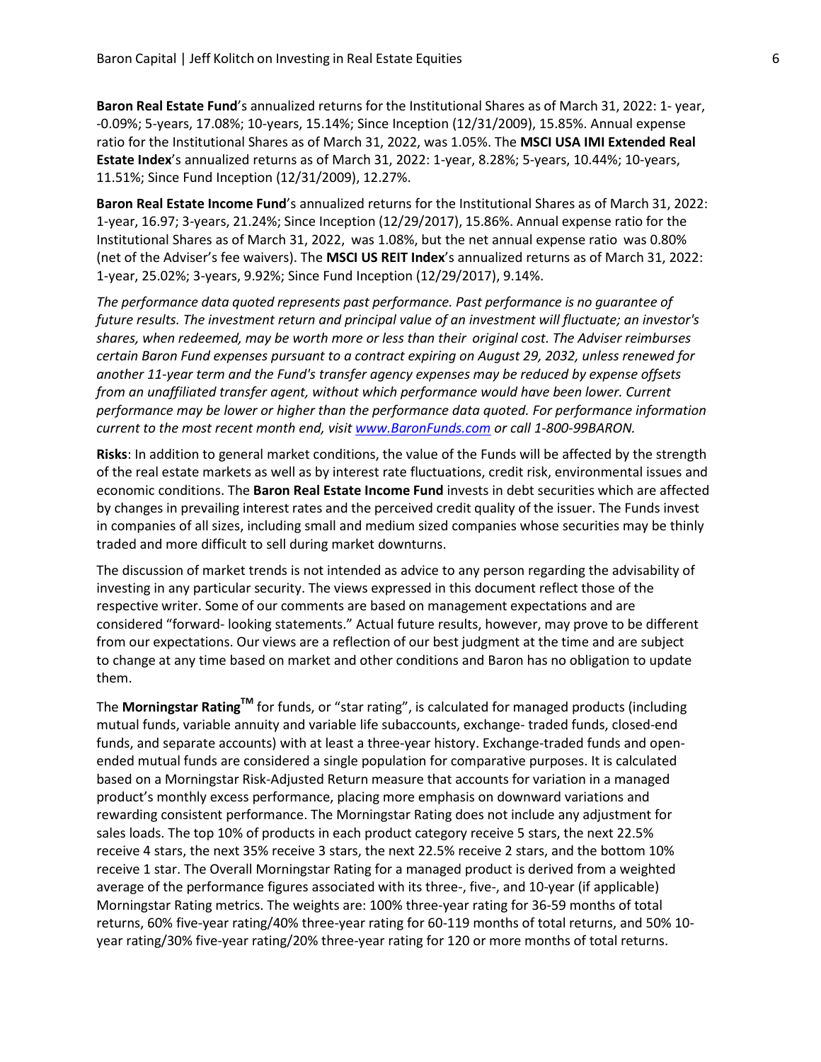**Baron Real Estate Fund**'s annualized returns for the Institutional Shares as of March 31, 2022: 1- year, -0.09%; 5-years, 17.08%; 10-years, 15.14%; Since Inception (12/31/2009), 15.85%. Annual expense ratio for the Institutional Shares as of March 31, 2022, was 1.05%. The **MSCI USA IMI Extended Real Estate Index**'s annualized returns as of March 31, 2022: 1-year, 8.28%; 5-years, 10.44%; 10-years, 11.51%; Since Fund Inception (12/31/2009), 12.27%.

**Baron Real Estate Income Fund**'s annualized returns for the Institutional Shares as of March 31, 2022: 1-year, 16.97; 3-years, 21.24%; Since Inception (12/29/2017), 15.86%. Annual expense ratio for the Institutional Shares as of March 31, 2022, was 1.08%, but the net annual expense ratio was 0.80% (net of the Adviser's fee waivers). The **MSCI US REIT Index**'s annualized returns as of March 31, 2022: 1-year, 25.02%; 3-years, 9.92%; Since Fund Inception (12/29/2017), 9.14%.

*The performance data quoted represents past performance. Past performance is no guarantee of future results. The investment return and principal value of an investment will fluctuate; an investor's shares, when redeemed, may be worth more or less than their original cost. The Adviser reimburses certain Baron Fund expenses pursuant to a contract expiring on August 29, 2032, unless renewed for another 11-year term and the Fund's transfer agency expenses may be reduced by expense offsets from an unaffiliated transfer agent, without which performance would have been lower. Current performance may be lower or higher than the performance data quoted. For performance information current to the most recent month end, visit [www.BaronFunds.com](http://www.BaronFunds.com) or call 1-800-99BARON.*

**Risks**: In addition to general market conditions, the value of the Funds will be affected by the strength of the real estate markets as well as by interest rate fluctuations, credit risk, environmental issues and economic conditions. The **Baron Real Estate Income Fund** invests in debt securities which are affected by changes in prevailing interest rates and the perceived credit quality of the issuer. The Funds invest in companies of all sizes, including small and medium sized companies whose securities may be thinly traded and more difficult to sell during market downturns.

The discussion of market trends is not intended as advice to any person regarding the advisability of investing in any particular security. The views expressed in this document reflect those of the respective writer. Some of our comments are based on management expectations and are considered "forward- looking statements." Actual future results, however, may prove to be different from our expectations. Our views are a reflection of our best judgment at the time and are subject to change at any time based on market and other conditions and Baron has no obligation to update them.

The **Morningstar Rating™** for funds, or "star rating", is calculated for managed products (including mutual funds, variable annuity and variable life subaccounts, exchange- traded funds, closed-end funds, and separate accounts) with at least a three-year history. Exchange-traded funds and open-ended mutual funds are considered a single population for comparative purposes. It is calculated based on a Morningstar Risk-Adjusted Return measure that accounts for variation in a managed product's monthly excess performance, placing more emphasis on downward variations and rewarding consistent performance. The Morningstar Rating does not include any adjustment for sales loads. The top 10% of products in each product category receive 5 stars, the next 22.5% receive 4 stars, the next 35% receive 3 stars, the next 22.5% receive 2 stars, and the bottom 10% receive 1 star. The Overall Morningstar Rating for a managed product is derived from a weighted average of the performance figures associated with its three-, five-, and 10-year (if applicable) Morningstar Rating metrics. The weights are: 100% three-year rating for 36-59 months of total returns, 60% five-year rating/40% three-year rating for 60-119 months of total returns, and 50% 10-year rating/30% five-year rating/20% three-year rating for 120 or more months of total returns.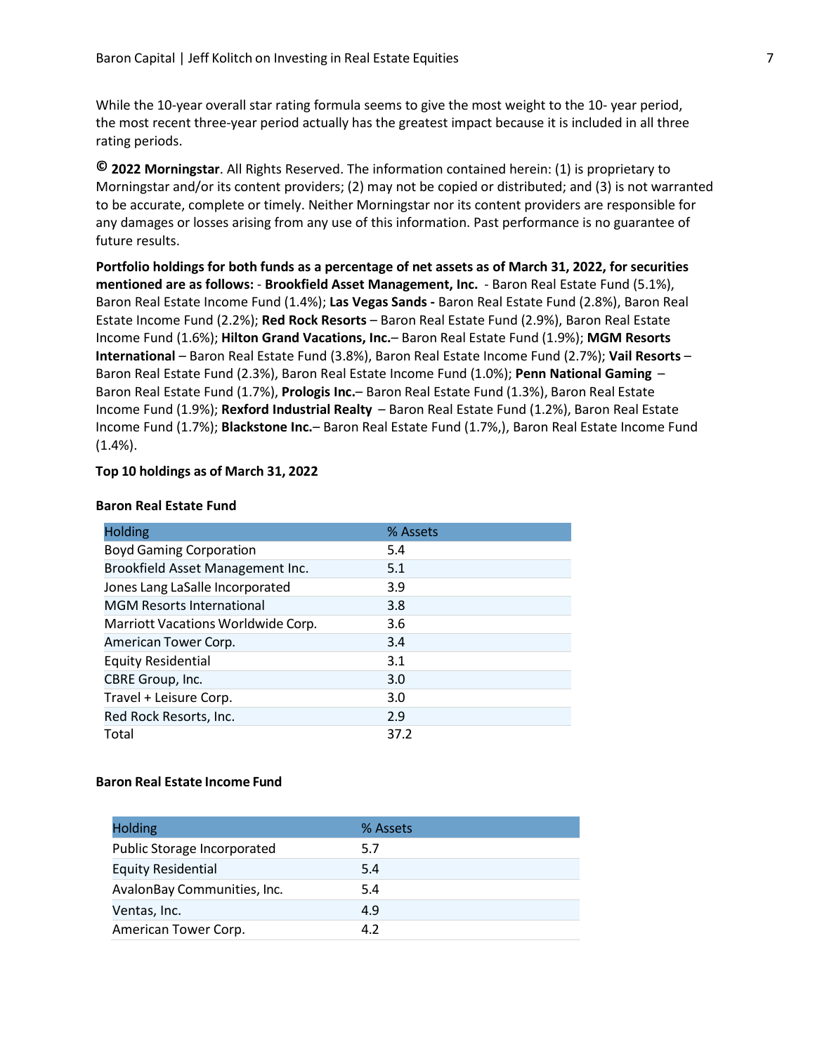While the 10-year overall star rating formula seems to give the most weight to the 10- year period, the most recent three-year period actually has the greatest impact because it is included in all three rating periods.

**© 2022 Morningstar**. All Rights Reserved. The information contained herein: (1) is proprietary to Morningstar and/or its content providers; (2) may not be copied or distributed; and (3) is not warranted to be accurate, complete or timely. Neither Morningstar nor its content providers are responsible for any damages or losses arising from any use of this information. Past performance is no guarantee of future results.

**Portfolio holdings for both funds as a percentage of net assets as of March 31, 2022, for securities mentioned are as follows:** - **Brookfield Asset Management, Inc.** - Baron Real Estate Fund (5.1%), Baron Real Estate Income Fund (1.4%); **Las Vegas Sands -** Baron Real Estate Fund (2.8%), Baron Real Estate Income Fund (2.2%); **Red Rock Resorts** – Baron Real Estate Fund (2.9%), Baron Real Estate Income Fund (1.6%); **Hilton Grand Vacations, Inc.**– Baron Real Estate Fund (1.9%); **MGM Resorts International** – Baron Real Estate Fund (3.8%), Baron Real Estate Income Fund (2.7%); **Vail Resorts** – Baron Real Estate Fund (2.3%), Baron Real Estate Income Fund (1.0%); **Penn National Gaming** – Baron Real Estate Fund (1.7%), **Prologis Inc.**– Baron Real Estate Fund (1.3%), Baron Real Estate Income Fund (1.9%); **Rexford Industrial Realty** – Baron Real Estate Fund (1.2%), Baron Real Estate Income Fund (1.7%); **Blackstone Inc.**– Baron Real Estate Fund (1.7%,), Baron Real Estate Income Fund (1.4%).

**Top 10 holdings as of March 31, 2022**

**Baron Real Estate Fund**

| Holding | % Assets |
|---|---|
| Boyd Gaming Corporation | 5.4 |
| Brookfield Asset Management Inc. | 5.1 |
| Jones Lang LaSalle Incorporated | 3.9 |
| MGM Resorts International | 3.8 |
| Marriott Vacations Worldwide Corp. | 3.6 |
| American Tower Corp. | 3.4 |
| Equity Residential | 3.1 |
| CBRE Group, Inc. | 3.0 |
| Travel + Leisure Corp. | 3.0 |
| Red Rock Resorts, Inc. | 2.9 |
| Total | 37.2 |

**Baron Real Estate Income Fund**

| Holding | % Assets |
|---|---|
| Public Storage Incorporated | 5.7 |
| Equity Residential | 5.4 |
| AvalonBay Communities, Inc. | 5.4 |
| Ventas, Inc. | 4.9 |
| American Tower Corp. | 4.2 |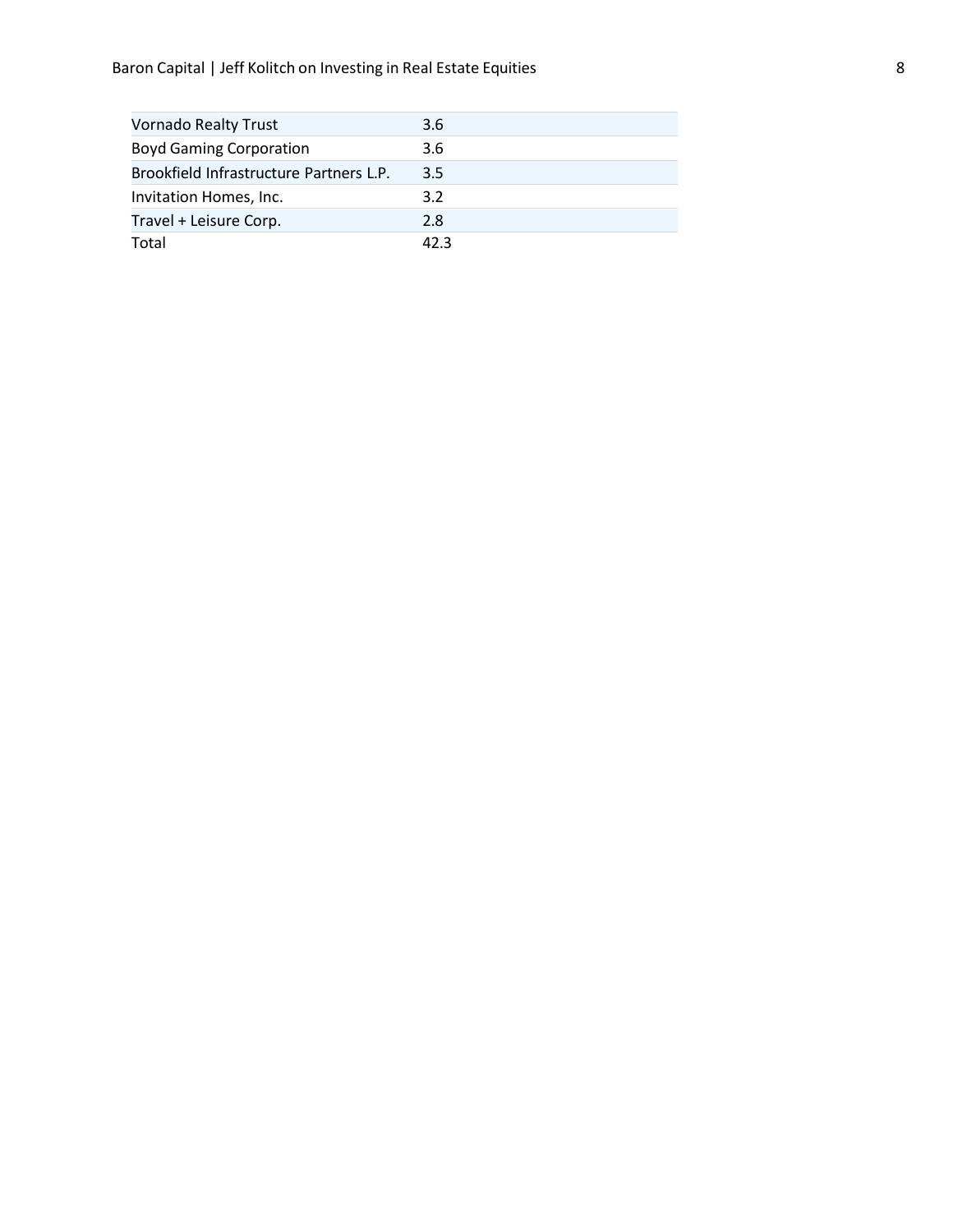| | |
|---|---|
| Vornado Realty Trust | 3.6 |
| Boyd Gaming Corporation | 3.6 |
| Brookfield Infrastructure Partners L.P. | 3.5 |
| Invitation Homes, Inc. | 3.2 |
| Travel + Leisure Corp. | 2.8 |
| Total | 42.3 |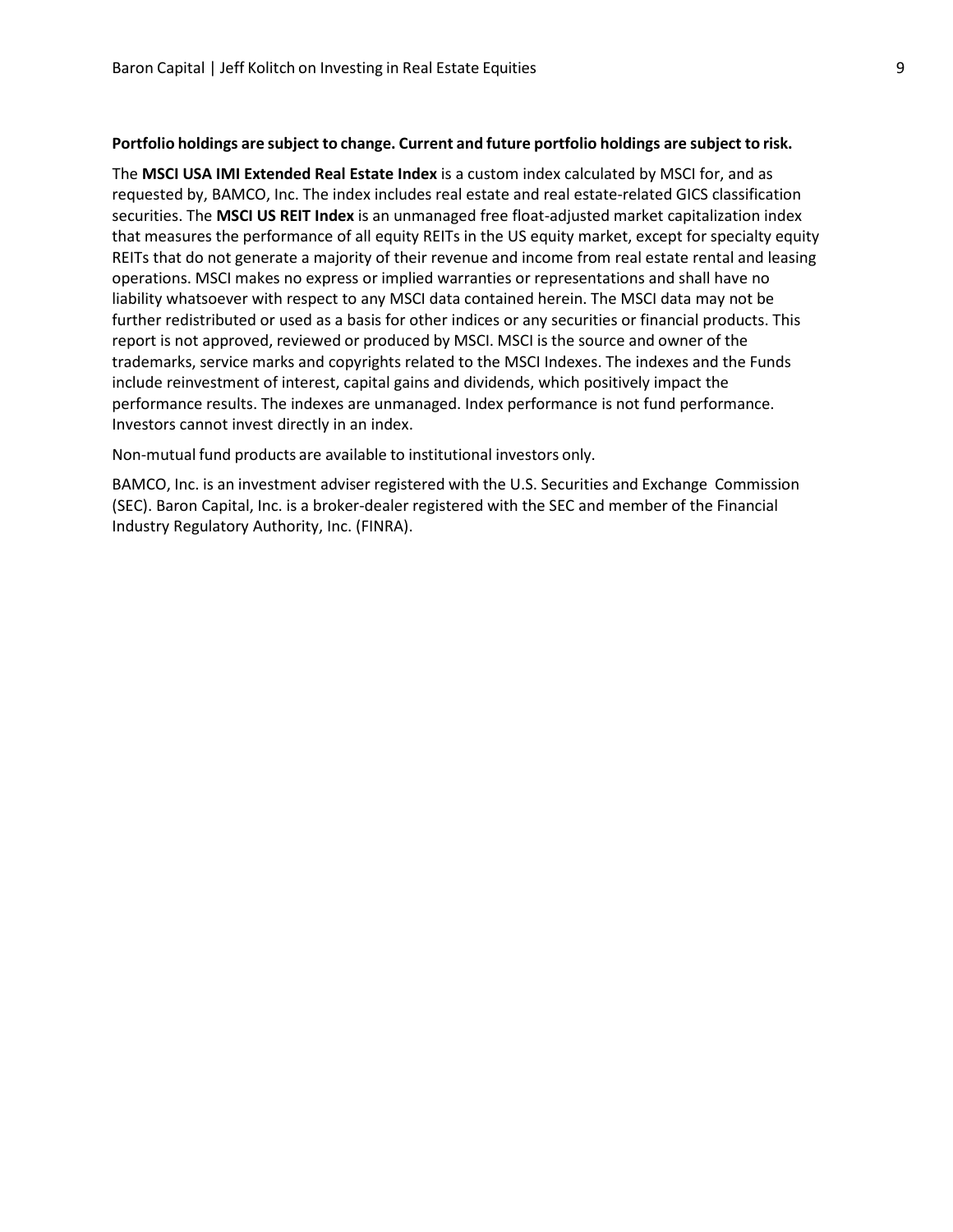**Portfolio holdings are subject to change. Current and future portfolio holdings are subject to risk.**

The **MSCI USA IMI Extended Real Estate Index** is a custom index calculated by MSCI for, and as requested by, BAMCO, Inc. The index includes real estate and real estate-related GICS classification securities. The **MSCI US REIT Index** is an unmanaged free float-adjusted market capitalization index that measures the performance of all equity REITs in the US equity market, except for specialty equity REITs that do not generate a majority of their revenue and income from real estate rental and leasing operations. MSCI makes no express or implied warranties or representations and shall have no liability whatsoever with respect to any MSCI data contained herein. The MSCI data may not be further redistributed or used as a basis for other indices or any securities or financial products. This report is not approved, reviewed or produced by MSCI. MSCI is the source and owner of the trademarks, service marks and copyrights related to the MSCI Indexes. The indexes and the Funds include reinvestment of interest, capital gains and dividends, which positively impact the performance results. The indexes are unmanaged. Index performance is not fund performance. Investors cannot invest directly in an index.

Non-mutual fund products are available to institutional investors only.

BAMCO, Inc. is an investment adviser registered with the U.S. Securities and Exchange Commission (SEC). Baron Capital, Inc. is a broker-dealer registered with the SEC and member of the Financial Industry Regulatory Authority, Inc. (FINRA).